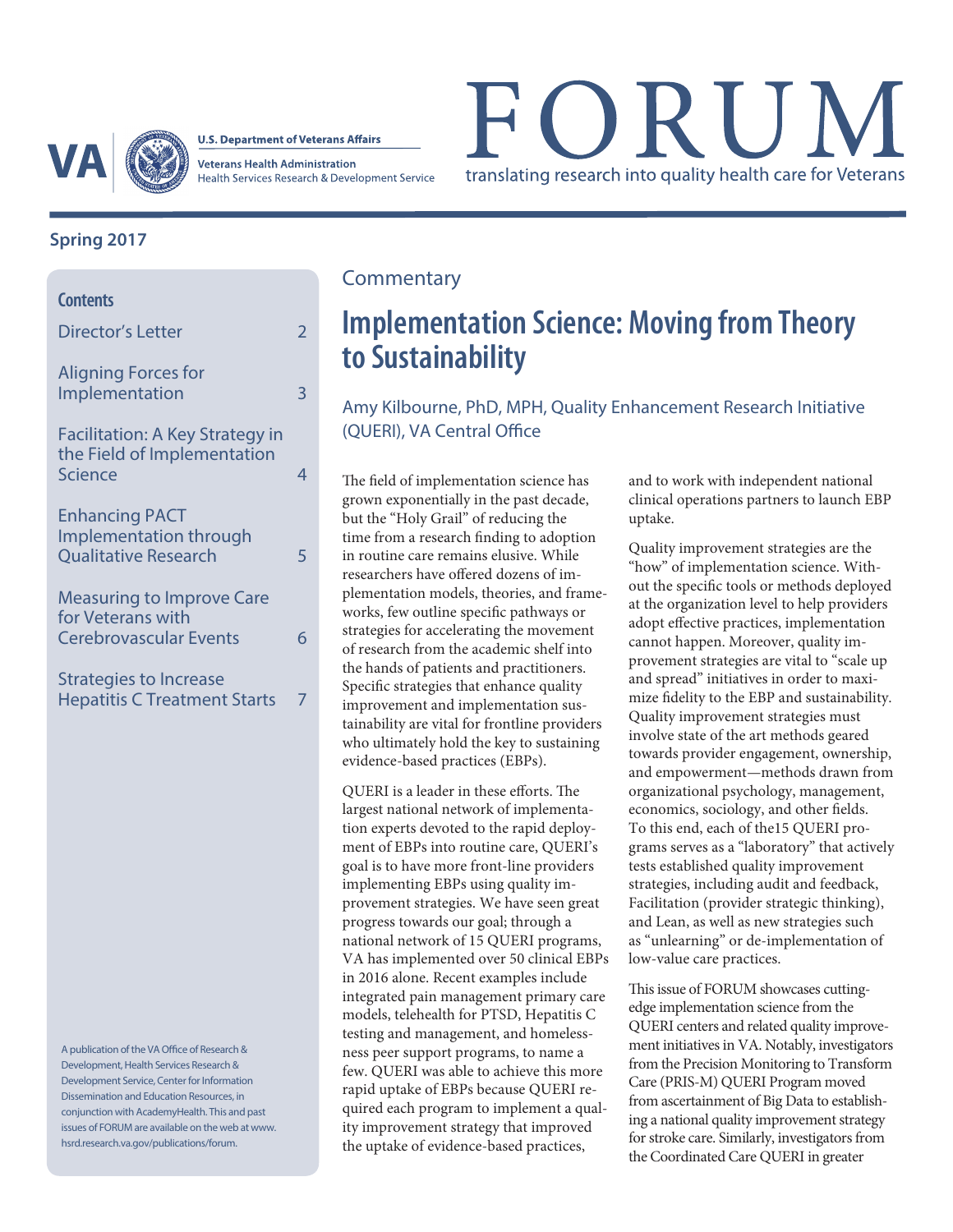U.S. Department of Veterans Affairs

Veterans Health Administration
Health Services Research & Development Service

# FORUM

translating research into quality health care for Veterans

**Spring 2017**

**Contents**

- Director's Letter 2
- Aligning Forces for Implementation 3
- Facilitation: A Key Strategy in the Field of Implementation Science 4
- Enhancing PACT Implementation through Qualitative Research 5
- Measuring to Improve Care for Veterans with Cerebrovascular Events 6
- Strategies to Increase Hepatitis C Treatment Starts 7

A publication of the VA Office of Research & Development, Health Services Research & Development Service, Center for Information Dissemination and Education Resources, in conjunction with AcademyHealth. This and past issues of FORUM are available on the web at www.hsrd.research.va.gov/publications/forum.

Commentary

## Implementation Science: Moving from Theory to Sustainability

Amy Kilbourne, PhD, MPH, Quality Enhancement Research Initiative (QUERI), VA Central Office

The field of implementation science has grown exponentially in the past decade, but the "Holy Grail" of reducing the time from a research finding to adoption in routine care remains elusive. While researchers have offered dozens of implementation models, theories, and frameworks, few outline specific pathways or strategies for accelerating the movement of research from the academic shelf into the hands of patients and practitioners. Specific strategies that enhance quality improvement and implementation sustainability are vital for frontline providers who ultimately hold the key to sustaining evidence-based practices (EBPs).

QUERI is a leader in these efforts. The largest national network of implementation experts devoted to the rapid deployment of EBPs into routine care, QUERI's goal is to have more front-line providers implementing EBPs using quality improvement strategies. We have seen great progress towards our goal; through a national network of 15 QUERI programs, VA has implemented over 50 clinical EBPs in 2016 alone. Recent examples include integrated pain management primary care models, telehealth for PTSD, Hepatitis C testing and management, and homelessness peer support programs, to name a few. QUERI was able to achieve this more rapid uptake of EBPs because QUERI required each program to implement a quality improvement strategy that improved the uptake of evidence-based practices, and to work with independent national clinical operations partners to launch EBP uptake.

Quality improvement strategies are the "how" of implementation science. Without the specific tools or methods deployed at the organization level to help providers adopt effective practices, implementation cannot happen. Moreover, quality improvement strategies are vital to "scale up and spread" initiatives in order to maximize fidelity to the EBP and sustainability. Quality improvement strategies must involve state of the art methods geared towards provider engagement, ownership, and empowerment—methods drawn from organizational psychology, management, economics, sociology, and other fields. To this end, each of the15 QUERI programs serves as a "laboratory" that actively tests established quality improvement strategies, including audit and feedback, Facilitation (provider strategic thinking), and Lean, as well as new strategies such as "unlearning" or de-implementation of low-value care practices.

This issue of FORUM showcases cutting-edge implementation science from the QUERI centers and related quality improvement initiatives in VA. Notably, investigators from the Precision Monitoring to Transform Care (PRIS-M) QUERI Program moved from ascertainment of Big Data to establishing a national quality improvement strategy for stroke care. Similarly, investigators from the Coordinated Care QUERI in greater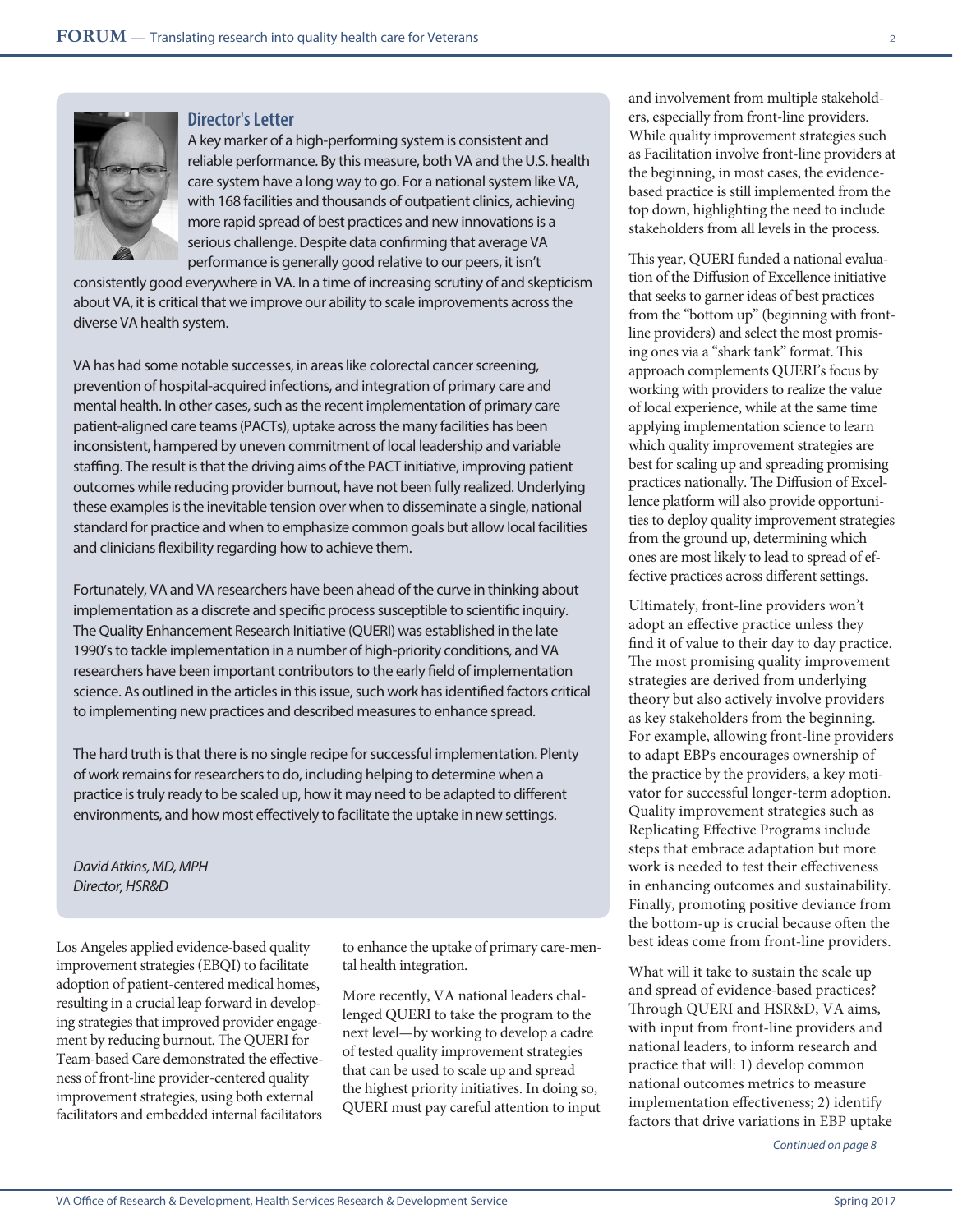## Director's Letter

A key marker of a high-performing system is consistent and reliable performance. By this measure, both VA and the U.S. health care system have a long way to go. For a national system like VA, with 168 facilities and thousands of outpatient clinics, achieving more rapid spread of best practices and new innovations is a serious challenge. Despite data confirming that average VA performance is generally good relative to our peers, it isn't consistently good everywhere in VA. In a time of increasing scrutiny of and skepticism about VA, it is critical that we improve our ability to scale improvements across the diverse VA health system.

VA has had some notable successes, in areas like colorectal cancer screening, prevention of hospital-acquired infections, and integration of primary care and mental health. In other cases, such as the recent implementation of primary care patient-aligned care teams (PACTs), uptake across the many facilities has been inconsistent, hampered by uneven commitment of local leadership and variable staffing. The result is that the driving aims of the PACT initiative, improving patient outcomes while reducing provider burnout, have not been fully realized. Underlying these examples is the inevitable tension over when to disseminate a single, national standard for practice and when to emphasize common goals but allow local facilities and clinicians flexibility regarding how to achieve them.

Fortunately, VA and VA researchers have been ahead of the curve in thinking about implementation as a discrete and specific process susceptible to scientific inquiry. The Quality Enhancement Research Initiative (QUERI) was established in the late 1990's to tackle implementation in a number of high-priority conditions, and VA researchers have been important contributors to the early field of implementation science. As outlined in the articles in this issue, such work has identified factors critical to implementing new practices and described measures to enhance spread.

The hard truth is that there is no single recipe for successful implementation. Plenty of work remains for researchers to do, including helping to determine when a practice is truly ready to be scaled up, how it may need to be adapted to different environments, and how most effectively to facilitate the uptake in new settings.

*David Atkins, MD, MPH*
*Director, HSR&D*

Los Angeles applied evidence-based quality improvement strategies (EBQI) to facilitate adoption of patient-centered medical homes, resulting in a crucial leap forward in developing strategies that improved provider engagement by reducing burnout. The QUERI for Team-based Care demonstrated the effectiveness of front-line provider-centered quality improvement strategies, using both external facilitators and embedded internal facilitators to enhance the uptake of primary care-mental health integration.

More recently, VA national leaders challenged QUERI to take the program to the next level—by working to develop a cadre of tested quality improvement strategies that can be used to scale up and spread the highest priority initiatives. In doing so, QUERI must pay careful attention to input and involvement from multiple stakeholders, especially from front-line providers. While quality improvement strategies such as Facilitation involve front-line providers at the beginning, in most cases, the evidence-based practice is still implemented from the top down, highlighting the need to include stakeholders from all levels in the process.

This year, QUERI funded a national evaluation of the Diffusion of Excellence initiative that seeks to garner ideas of best practices from the "bottom up" (beginning with front-line providers) and select the most promising ones via a "shark tank" format. This approach complements QUERI's focus by working with providers to realize the value of local experience, while at the same time applying implementation science to learn which quality improvement strategies are best for scaling up and spreading promising practices nationally. The Diffusion of Excellence platform will also provide opportunities to deploy quality improvement strategies from the ground up, determining which ones are most likely to lead to spread of effective practices across different settings.

Ultimately, front-line providers won't adopt an effective practice unless they find it of value to their day to day practice. The most promising quality improvement strategies are derived from underlying theory but also actively involve providers as key stakeholders from the beginning. For example, allowing front-line providers to adapt EBPs encourages ownership of the practice by the providers, a key motivator for successful longer-term adoption. Quality improvement strategies such as Replicating Effective Programs include steps that embrace adaptation but more work is needed to test their effectiveness in enhancing outcomes and sustainability. Finally, promoting positive deviance from the bottom-up is crucial because often the best ideas come from front-line providers.

What will it take to sustain the scale up and spread of evidence-based practices? Through QUERI and HSR&D, VA aims, with input from front-line providers and national leaders, to inform research and practice that will: 1) develop common national outcomes metrics to measure implementation effectiveness; 2) identify factors that drive variations in EBP uptake

*Continued on page 8*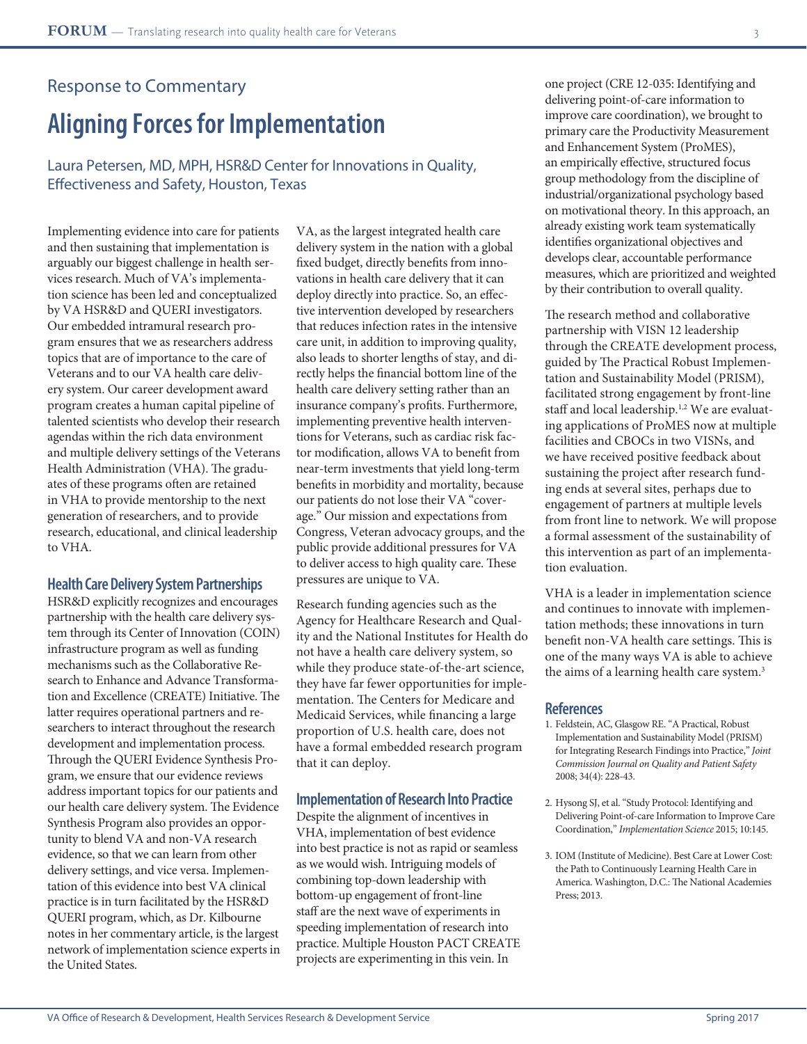Response to Commentary

# Aligning Forces for Implementation

Laura Petersen, MD, MPH, HSR&D Center for Innovations in Quality, Effectiveness and Safety, Houston, Texas

Implementing evidence into care for patients and then sustaining that implementation is arguably our biggest challenge in health services research. Much of VA's implementation science has been led and conceptualized by VA HSR&D and QUERI investigators. Our embedded intramural research program ensures that we as researchers address topics that are of importance to the care of Veterans and to our VA health care delivery system. Our career development award program creates a human capital pipeline of talented scientists who develop their research agendas within the rich data environment and multiple delivery settings of the Veterans Health Administration (VHA). The graduates of these programs often are retained in VHA to provide mentorship to the next generation of researchers, and to provide research, educational, and clinical leadership to VHA.

## Health Care Delivery System Partnerships

HSR&D explicitly recognizes and encourages partnership with the health care delivery system through its Center of Innovation (COIN) infrastructure program as well as funding mechanisms such as the Collaborative Research to Enhance and Advance Transformation and Excellence (CREATE) Initiative. The latter requires operational partners and researchers to interact throughout the research development and implementation process. Through the QUERI Evidence Synthesis Program, we ensure that our evidence reviews address important topics for our patients and our health care delivery system. The Evidence Synthesis Program also provides an opportunity to blend VA and non-VA research evidence, so that we can learn from other delivery settings, and vice versa. Implementation of this evidence into best VA clinical practice is in turn facilitated by the HSR&D QUERI program, which, as Dr. Kilbourne notes in her commentary article, is the largest network of implementation science experts in the United States.

VA, as the largest integrated health care delivery system in the nation with a global fixed budget, directly benefits from innovations in health care delivery that it can deploy directly into practice. So, an effective intervention developed by researchers that reduces infection rates in the intensive care unit, in addition to improving quality, also leads to shorter lengths of stay, and directly helps the financial bottom line of the health care delivery setting rather than an insurance company's profits. Furthermore, implementing preventive health interventions for Veterans, such as cardiac risk factor modification, allows VA to benefit from near-term investments that yield long-term benefits in morbidity and mortality, because our patients do not lose their VA "coverage." Our mission and expectations from Congress, Veteran advocacy groups, and the public provide additional pressures for VA to deliver access to high quality care. These pressures are unique to VA.

Research funding agencies such as the Agency for Healthcare Research and Quality and the National Institutes for Health do not have a health care delivery system, so while they produce state-of-the-art science, they have far fewer opportunities for implementation. The Centers for Medicare and Medicaid Services, while financing a large proportion of U.S. health care, does not have a formal embedded research program that it can deploy.

## Implementation of Research Into Practice

Despite the alignment of incentives in VHA, implementation of best evidence into best practice is not as rapid or seamless as we would wish. Intriguing models of combining top-down leadership with bottom-up engagement of front-line staff are the next wave of experiments in speeding implementation of research into practice. Multiple Houston PACT CREATE projects are experimenting in this vein. In one project (CRE 12-035: Identifying and delivering point-of-care information to improve care coordination), we brought to primary care the Productivity Measurement and Enhancement System (ProMES), an empirically effective, structured focus group methodology from the discipline of industrial/organizational psychology based on motivational theory. In this approach, an already existing work team systematically identifies organizational objectives and develops clear, accountable performance measures, which are prioritized and weighted by their contribution to overall quality.

The research method and collaborative partnership with VISN 12 leadership through the CREATE development process, guided by The Practical Robust Implementation and Sustainability Model (PRISM), facilitated strong engagement by front-line staff and local leadership.[1,2] We are evaluating applications of ProMES now at multiple facilities and CBOCs in two VISNs, and we have received positive feedback about sustaining the project after research funding ends at several sites, perhaps due to engagement of partners at multiple levels from front line to network. We will propose a formal assessment of the sustainability of this intervention as part of an implementation evaluation.

VHA is a leader in implementation science and continues to innovate with implementation methods; these innovations in turn benefit non-VA health care settings. This is one of the many ways VA is able to achieve the aims of a learning health care system.[3]

## References

1. Feldstein, AC, Glasgow RE. "A Practical, Robust Implementation and Sustainability Model (PRISM) for Integrating Research Findings into Practice," *Joint Commission Journal on Quality and Patient Safety* 2008; 34(4): 228-43.
2. Hysong SJ, et al. "Study Protocol: Identifying and Delivering Point-of-care Information to Improve Care Coordination," *Implementation Science* 2015; 10:145.
3. IOM (Institute of Medicine). Best Care at Lower Cost: the Path to Continuously Learning Health Care in America. Washington, D.C.: The National Academies Press; 2013.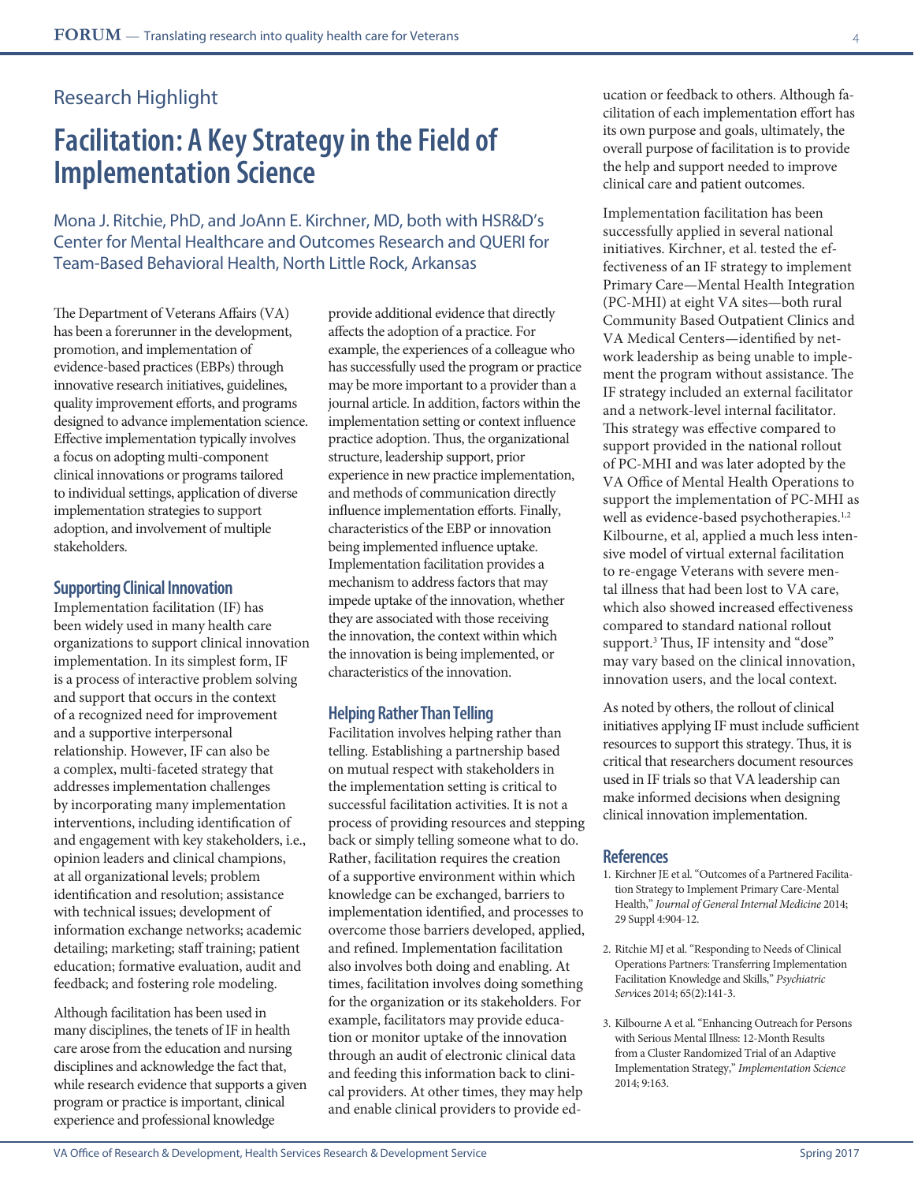## Research Highlight

# Facilitation: A Key Strategy in the Field of Implementation Science

Mona J. Ritchie, PhD, and JoAnn E. Kirchner, MD, both with HSR&D's Center for Mental Healthcare and Outcomes Research and QUERI for Team-Based Behavioral Health, North Little Rock, Arkansas

The Department of Veterans Affairs (VA) has been a forerunner in the development, promotion, and implementation of evidence-based practices (EBPs) through innovative research initiatives, guidelines, quality improvement efforts, and programs designed to advance implementation science. Effective implementation typically involves a focus on adopting multi-component clinical innovations or programs tailored to individual settings, application of diverse implementation strategies to support adoption, and involvement of multiple stakeholders.

### Supporting Clinical Innovation

Implementation facilitation (IF) has been widely used in many health care organizations to support clinical innovation implementation. In its simplest form, IF is a process of interactive problem solving and support that occurs in the context of a recognized need for improvement and a supportive interpersonal relationship. However, IF can also be a complex, multi-faceted strategy that addresses implementation challenges by incorporating many implementation interventions, including identification of and engagement with key stakeholders, i.e., opinion leaders and clinical champions, at all organizational levels; problem identification and resolution; assistance with technical issues; development of information exchange networks; academic detailing; marketing; staff training; patient education; formative evaluation, audit and feedback; and fostering role modeling.

Although facilitation has been used in many disciplines, the tenets of IF in health care arose from the education and nursing disciplines and acknowledge the fact that, while research evidence that supports a given program or practice is important, clinical experience and professional knowledge provide additional evidence that directly affects the adoption of a practice. For example, the experiences of a colleague who has successfully used the program or practice may be more important to a provider than a journal article. In addition, factors within the implementation setting or context influence practice adoption. Thus, the organizational structure, leadership support, prior experience in new practice implementation, and methods of communication directly influence implementation efforts. Finally, characteristics of the EBP or innovation being implemented influence uptake. Implementation facilitation provides a mechanism to address factors that may impede uptake of the innovation, whether they are associated with those receiving the innovation, the context within which the innovation is being implemented, or characteristics of the innovation.

### Helping Rather Than Telling

Facilitation involves helping rather than telling. Establishing a partnership based on mutual respect with stakeholders in the implementation setting is critical to successful facilitation activities. It is not a process of providing resources and stepping back or simply telling someone what to do. Rather, facilitation requires the creation of a supportive environment within which knowledge can be exchanged, barriers to implementation identified, and processes to overcome those barriers developed, applied, and refined. Implementation facilitation also involves both doing and enabling. At times, facilitation involves doing something for the organization or its stakeholders. For example, facilitators may provide education or monitor uptake of the innovation through an audit of electronic clinical data and feeding this information back to clinical providers. At other times, they may help and enable clinical providers to provide education or feedback to others. Although facilitation of each implementation effort has its own purpose and goals, ultimately, the overall purpose of facilitation is to provide the help and support needed to improve clinical care and patient outcomes.

Implementation facilitation has been successfully applied in several national initiatives. Kirchner, et al. tested the effectiveness of an IF strategy to implement Primary Care—Mental Health Integration (PC-MHI) at eight VA sites—both rural Community Based Outpatient Clinics and VA Medical Centers—identified by network leadership as being unable to implement the program without assistance. The IF strategy included an external facilitator and a network-level internal facilitator. This strategy was effective compared to support provided in the national rollout of PC-MHI and was later adopted by the VA Office of Mental Health Operations to support the implementation of PC-MHI as well as evidence-based psychotherapies.[1,2] Kilbourne, et al, applied a much less intensive model of virtual external facilitation to re-engage Veterans with severe mental illness that had been lost to VA care, which also showed increased effectiveness compared to standard national rollout support.[3] Thus, IF intensity and "dose" may vary based on the clinical innovation, innovation users, and the local context.

As noted by others, the rollout of clinical initiatives applying IF must include sufficient resources to support this strategy. Thus, it is critical that researchers document resources used in IF trials so that VA leadership can make informed decisions when designing clinical innovation implementation.

### References

1. Kirchner JE et al. "Outcomes of a Partnered Facilitation Strategy to Implement Primary Care-Mental Health," *Journal of General Internal Medicine* 2014; 29 Suppl 4:904-12.
2. Ritchie MJ et al. "Responding to Needs of Clinical Operations Partners: Transferring Implementation Facilitation Knowledge and Skills," *Psychiatric Services* 2014; 65(2):141-3.
3. Kilbourne A et al. "Enhancing Outreach for Persons with Serious Mental Illness: 12-Month Results from a Cluster Randomized Trial of an Adaptive Implementation Strategy," *Implementation Science* 2014; 9:163.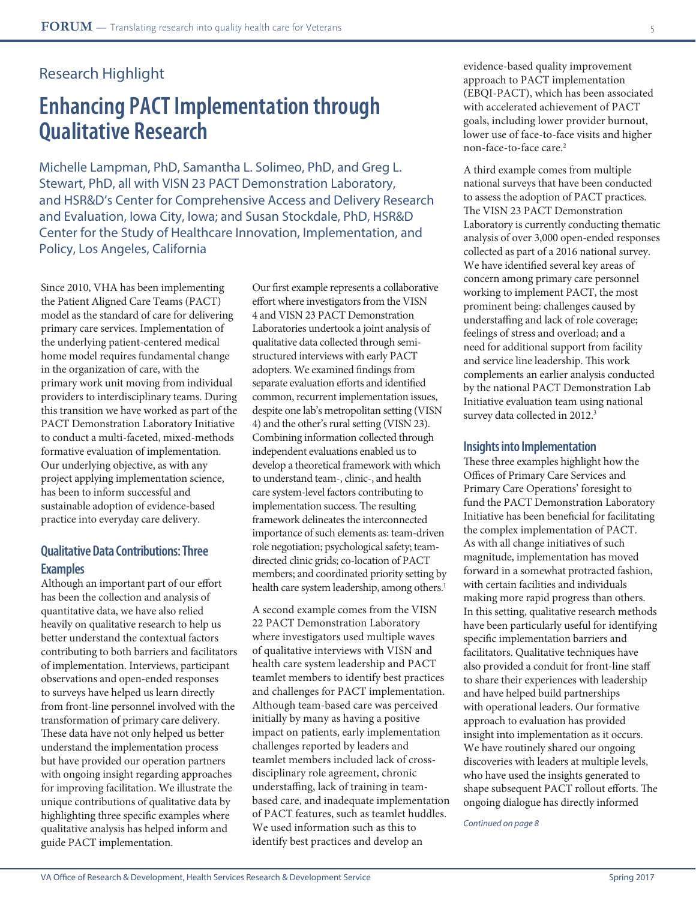Research Highlight

# Enhancing PACT Implementation through Qualitative Research

Michelle Lampman, PhD, Samantha L. Solimeo, PhD, and Greg L. Stewart, PhD, all with VISN 23 PACT Demonstration Laboratory, and HSR&D's Center for Comprehensive Access and Delivery Research and Evaluation, Iowa City, Iowa; and Susan Stockdale, PhD, HSR&D Center for the Study of Healthcare Innovation, Implementation, and Policy, Los Angeles, California

Since 2010, VHA has been implementing the Patient Aligned Care Teams (PACT) model as the standard of care for delivering primary care services. Implementation of the underlying patient-centered medical home model requires fundamental change in the organization of care, with the primary work unit moving from individual providers to interdisciplinary teams. During this transition we have worked as part of the PACT Demonstration Laboratory Initiative to conduct a multi-faceted, mixed-methods formative evaluation of implementation. Our underlying objective, as with any project applying implementation science, has been to inform successful and sustainable adoption of evidence-based practice into everyday care delivery.

## Qualitative Data Contributions: Three Examples

Although an important part of our effort has been the collection and analysis of quantitative data, we have also relied heavily on qualitative research to help us better understand the contextual factors contributing to both barriers and facilitators of implementation. Interviews, participant observations and open-ended responses to surveys have helped us learn directly from front-line personnel involved with the transformation of primary care delivery. These data have not only helped us better understand the implementation process but have provided our operation partners with ongoing insight regarding approaches for improving facilitation. We illustrate the unique contributions of qualitative data by highlighting three specific examples where qualitative analysis has helped inform and guide PACT implementation.

Our first example represents a collaborative effort where investigators from the VISN 4 and VISN 23 PACT Demonstration Laboratories undertook a joint analysis of qualitative data collected through semi-structured interviews with early PACT adopters. We examined findings from separate evaluation efforts and identified common, recurrent implementation issues, despite one lab's metropolitan setting (VISN 4) and the other's rural setting (VISN 23). Combining information collected through independent evaluations enabled us to develop a theoretical framework with which to understand team-, clinic-, and health care system-level factors contributing to implementation success. The resulting framework delineates the interconnected importance of such elements as: team-driven role negotiation; psychological safety; team-directed clinic grids; co-location of PACT members; and coordinated priority setting by health care system leadership, among others.[1]

A second example comes from the VISN 22 PACT Demonstration Laboratory where investigators used multiple waves of qualitative interviews with VISN and health care system leadership and PACT teamlet members to identify best practices and challenges for PACT implementation. Although team-based care was perceived initially by many as having a positive impact on patients, early implementation challenges reported by leaders and teamlet members included lack of cross-disciplinary role agreement, chronic understaffing, lack of training in team-based care, and inadequate implementation of PACT features, such as teamlet huddles. We used information such as this to identify best practices and develop an evidence-based quality improvement approach to PACT implementation (EBQI-PACT), which has been associated with accelerated achievement of PACT goals, including lower provider burnout, lower use of face-to-face visits and higher non-face-to-face care.[2]

A third example comes from multiple national surveys that have been conducted to assess the adoption of PACT practices. The VISN 23 PACT Demonstration Laboratory is currently conducting thematic analysis of over 3,000 open-ended responses collected as part of a 2016 national survey. We have identified several key areas of concern among primary care personnel working to implement PACT, the most prominent being: challenges caused by understaffing and lack of role coverage; feelings of stress and overload; and a need for additional support from facility and service line leadership. This work complements an earlier analysis conducted by the national PACT Demonstration Lab Initiative evaluation team using national survey data collected in 2012.[3]

## Insights into Implementation

These three examples highlight how the Offices of Primary Care Services and Primary Care Operations' foresight to fund the PACT Demonstration Laboratory Initiative has been beneficial for facilitating the complex implementation of PACT. As with all change initiatives of such magnitude, implementation has moved forward in a somewhat protracted fashion, with certain facilities and individuals making more rapid progress than others. In this setting, qualitative research methods have been particularly useful for identifying specific implementation barriers and facilitators. Qualitative techniques have also provided a conduit for front-line staff to share their experiences with leadership and have helped build partnerships with operational leaders. Our formative approach to evaluation has provided insight into implementation as it occurs. We have routinely shared our ongoing discoveries with leaders at multiple levels, who have used the insights generated to shape subsequent PACT rollout efforts. The ongoing dialogue has directly informed

*Continued on page 8*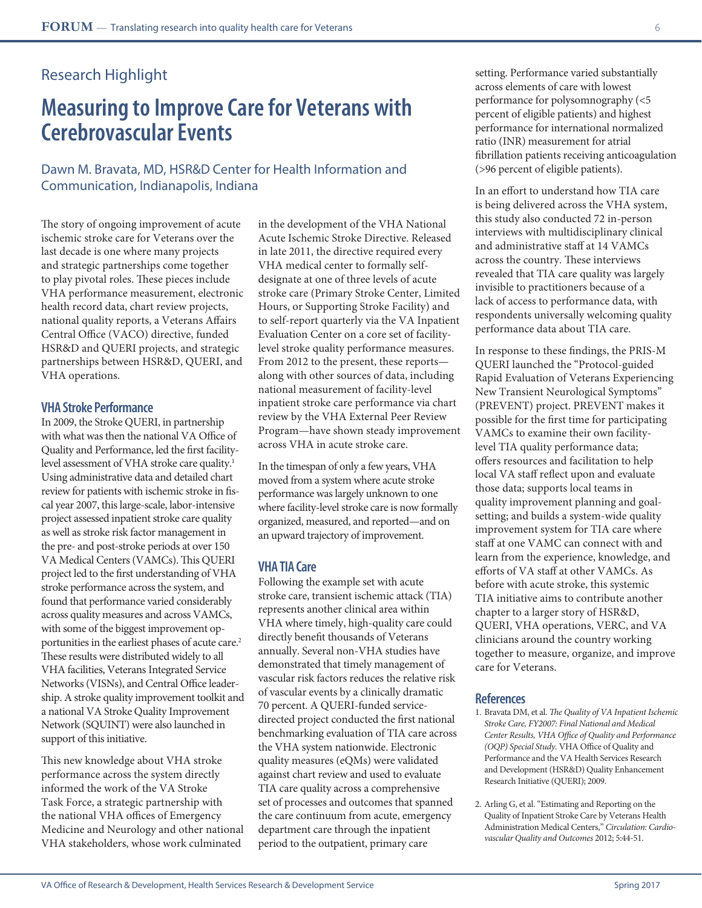Research Highlight

# Measuring to Improve Care for Veterans with Cerebrovascular Events

Dawn M. Bravata, MD, HSR&D Center for Health Information and Communication, Indianapolis, Indiana

The story of ongoing improvement of acute ischemic stroke care for Veterans over the last decade is one where many projects and strategic partnerships come together to play pivotal roles. These pieces include VHA performance measurement, electronic health record data, chart review projects, national quality reports, a Veterans Affairs Central Office (VACO) directive, funded HSR&D and QUERI projects, and strategic partnerships between HSR&D, QUERI, and VHA operations.

## VHA Stroke Performance

In 2009, the Stroke QUERI, in partnership with what was then the national VA Office of Quality and Performance, led the first facility-level assessment of VHA stroke care quality.[1] Using administrative data and detailed chart review for patients with ischemic stroke in fiscal year 2007, this large-scale, labor-intensive project assessed inpatient stroke care quality as well as stroke risk factor management in the pre- and post-stroke periods at over 150 VA Medical Centers (VAMCs). This QUERI project led to the first understanding of VHA stroke performance across the system, and found that performance varied considerably across quality measures and across VAMCs, with some of the biggest improvement opportunities in the earliest phases of acute care.[2] These results were distributed widely to all VHA facilities, Veterans Integrated Service Networks (VISNs), and Central Office leadership. A stroke quality improvement toolkit and a national VA Stroke Quality Improvement Network (SQUINT) were also launched in support of this initiative.

This new knowledge about VHA stroke performance across the system directly informed the work of the VA Stroke Task Force, a strategic partnership with the national VHA offices of Emergency Medicine and Neurology and other national VHA stakeholders, whose work culminated in the development of the VHA National Acute Ischemic Stroke Directive. Released in late 2011, the directive required every VHA medical center to formally self-designate at one of three levels of acute stroke care (Primary Stroke Center, Limited Hours, or Supporting Stroke Facility) and to self-report quarterly via the VA Inpatient Evaluation Center on a core set of facility-level stroke quality performance measures. From 2012 to the present, these reports—along with other sources of data, including national measurement of facility-level inpatient stroke care performance via chart review by the VHA External Peer Review Program—have shown steady improvement across VHA in acute stroke care.

In the timespan of only a few years, VHA moved from a system where acute stroke performance was largely unknown to one where facility-level stroke care is now formally organized, measured, and reported—and on an upward trajectory of improvement.

## VHA TIA Care

Following the example set with acute stroke care, transient ischemic attack (TIA) represents another clinical area within VHA where timely, high-quality care could directly benefit thousands of Veterans annually. Several non-VHA studies have demonstrated that timely management of vascular risk factors reduces the relative risk of vascular events by a clinically dramatic 70 percent. A QUERI-funded service-directed project conducted the first national benchmarking evaluation of TIA care across the VHA system nationwide. Electronic quality measures (eQMs) were validated against chart review and used to evaluate TIA care quality across a comprehensive set of processes and outcomes that spanned the care continuum from acute, emergency department care through the inpatient period to the outpatient, primary care setting. Performance varied substantially across elements of care with lowest performance for polysomnography (<5 percent of eligible patients) and highest performance for international normalized ratio (INR) measurement for atrial fibrillation patients receiving anticoagulation (>96 percent of eligible patients).

In an effort to understand how TIA care is being delivered across the VHA system, this study also conducted 72 in-person interviews with multidisciplinary clinical and administrative staff at 14 VAMCs across the country. These interviews revealed that TIA care quality was largely invisible to practitioners because of a lack of access to performance data, with respondents universally welcoming quality performance data about TIA care.

In response to these findings, the PRIS-M QUERI launched the "Protocol-guided Rapid Evaluation of Veterans Experiencing New Transient Neurological Symptoms" (PREVENT) project. PREVENT makes it possible for the first time for participating VAMCs to examine their own facility-level TIA quality performance data; offers resources and facilitation to help local VA staff reflect upon and evaluate those data; supports local teams in quality improvement planning and goal-setting; and builds a system-wide quality improvement system for TIA care where staff at one VAMC can connect with and learn from the experience, knowledge, and efforts of VA staff at other VAMCs. As before with acute stroke, this systemic TIA initiative aims to contribute another chapter to a larger story of HSR&D, QUERI, VHA operations, VERC, and VA clinicians around the country working together to measure, organize, and improve care for Veterans.

## References

1. Bravata DM, et al. *The Quality of VA Inpatient Ischemic Stroke Care, FY2007: Final National and Medical Center Results, VHA Office of Quality and Performance (OQP) Special Study.* VHA Office of Quality and Performance and the VA Health Services Research and Development (HSR&D) Quality Enhancement Research Initiative (QUERI); 2009.

2. Arling G, et al. "Estimating and Reporting on the Quality of Inpatient Stroke Care by Veterans Health Administration Medical Centers," *Circulation: Cardiovascular Quality and Outcomes* 2012; 5:44-51.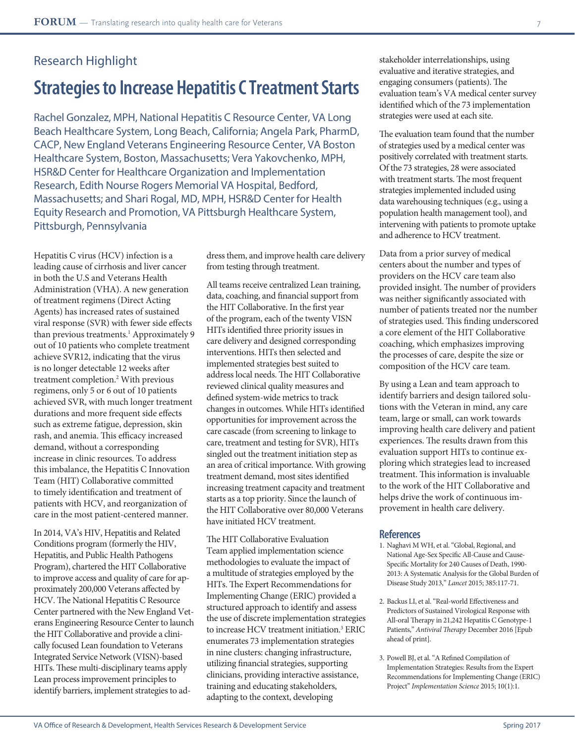Research Highlight

# Strategies to Increase Hepatitis C Treatment Starts

Rachel Gonzalez, MPH, National Hepatitis C Resource Center, VA Long Beach Healthcare System, Long Beach, California; Angela Park, PharmD, CACP, New England Veterans Engineering Resource Center, VA Boston Healthcare System, Boston, Massachusetts; Vera Yakovchenko, MPH, HSR&D Center for Healthcare Organization and Implementation Research, Edith Nourse Rogers Memorial VA Hospital, Bedford, Massachusetts; and Shari Rogal, MD, MPH, HSR&D Center for Health Equity Research and Promotion, VA Pittsburgh Healthcare System, Pittsburgh, Pennsylvania

Hepatitis C virus (HCV) infection is a leading cause of cirrhosis and liver cancer in both the U.S and Veterans Health Administration (VHA). A new generation of treatment regimens (Direct Acting Agents) has increased rates of sustained viral response (SVR) with fewer side effects than previous treatments.[1] Approximately 9 out of 10 patients who complete treatment achieve SVR12, indicating that the virus is no longer detectable 12 weeks after treatment completion.[2] With previous regimens, only 5 or 6 out of 10 patients achieved SVR, with much longer treatment durations and more frequent side effects such as extreme fatigue, depression, skin rash, and anemia. This efficacy increased demand, without a corresponding increase in clinic resources. To address this imbalance, the Hepatitis C Innovation Team (HIT) Collaborative committed to timely identification and treatment of patients with HCV, and reorganization of care in the most patient-centered manner.

In 2014, VA's HIV, Hepatitis and Related Conditions program (formerly the HIV, Hepatitis, and Public Health Pathogens Program), chartered the HIT Collaborative to improve access and quality of care for approximately 200,000 Veterans affected by HCV. The National Hepatitis C Resource Center partnered with the New England Veterans Engineering Resource Center to launch the HIT Collaborative and provide a clinically focused Lean foundation to Veterans Integrated Service Network (VISN)-based HITs. These multi-disciplinary teams apply Lean process improvement principles to identify barriers, implement strategies to address them, and improve health care delivery from testing through treatment.

All teams receive centralized Lean training, data, coaching, and financial support from the HIT Collaborative. In the first year of the program, each of the twenty VISN HITs identified three priority issues in care delivery and designed corresponding interventions. HITs then selected and implemented strategies best suited to address local needs. The HIT Collaborative reviewed clinical quality measures and defined system-wide metrics to track changes in outcomes. While HITs identified opportunities for improvement across the care cascade (from screening to linkage to care, treatment and testing for SVR), HITs singled out the treatment initiation step as an area of critical importance. With growing treatment demand, most sites identified increasing treatment capacity and treatment starts as a top priority. Since the launch of the HIT Collaborative over 80,000 Veterans have initiated HCV treatment.

The HIT Collaborative Evaluation Team applied implementation science methodologies to evaluate the impact of a multitude of strategies employed by the HITs. The Expert Recommendations for Implementing Change (ERIC) provided a structured approach to identify and assess the use of discrete implementation strategies to increase HCV treatment initiation.[3] ERIC enumerates 73 implementation strategies in nine clusters: changing infrastructure, utilizing financial strategies, supporting clinicians, providing interactive assistance, training and educating stakeholders, adapting to the context, developing stakeholder interrelationships, using evaluative and iterative strategies, and engaging consumers (patients). The evaluation team's VA medical center survey identified which of the 73 implementation strategies were used at each site.

The evaluation team found that the number of strategies used by a medical center was positively correlated with treatment starts. Of the 73 strategies, 28 were associated with treatment starts. The most frequent strategies implemented included using data warehousing techniques (e.g., using a population health management tool), and intervening with patients to promote uptake and adherence to HCV treatment.

Data from a prior survey of medical centers about the number and types of providers on the HCV care team also provided insight. The number of providers was neither significantly associated with number of patients treated nor the number of strategies used. This finding underscored a core element of the HIT Collaborative coaching, which emphasizes improving the processes of care, despite the size or composition of the HCV care team.

By using a Lean and team approach to identify barriers and design tailored solutions with the Veteran in mind, any care team, large or small, can work towards improving health care delivery and patient experiences. The results drawn from this evaluation support HITs to continue exploring which strategies lead to increased treatment. This information is invaluable to the work of the HIT Collaborative and helps drive the work of continuous improvement in health care delivery.

## References

1. Naghavi M WH, et al. "Global, Regional, and National Age-Sex Specific All-Cause and Cause-Specific Mortality for 240 Causes of Death, 1990-2013: A Systematic Analysis for the Global Burden of Disease Study 2013," *Lancet* 2015; 385:117-71.
2. Backus LI, et al. "Real-world Effectiveness and Predictors of Sustained Virological Response with All-oral Therapy in 21,242 Hepatitis C Genotype-1 Patients," *Antiviral Therapy* December 2016 [Epub ahead of print].
3. Powell BJ, et al. "A Refined Compilation of Implementation Strategies: Results from the Expert Recommendations for Implementing Change (ERIC) Project" *Implementation Science* 2015; 10(1):1.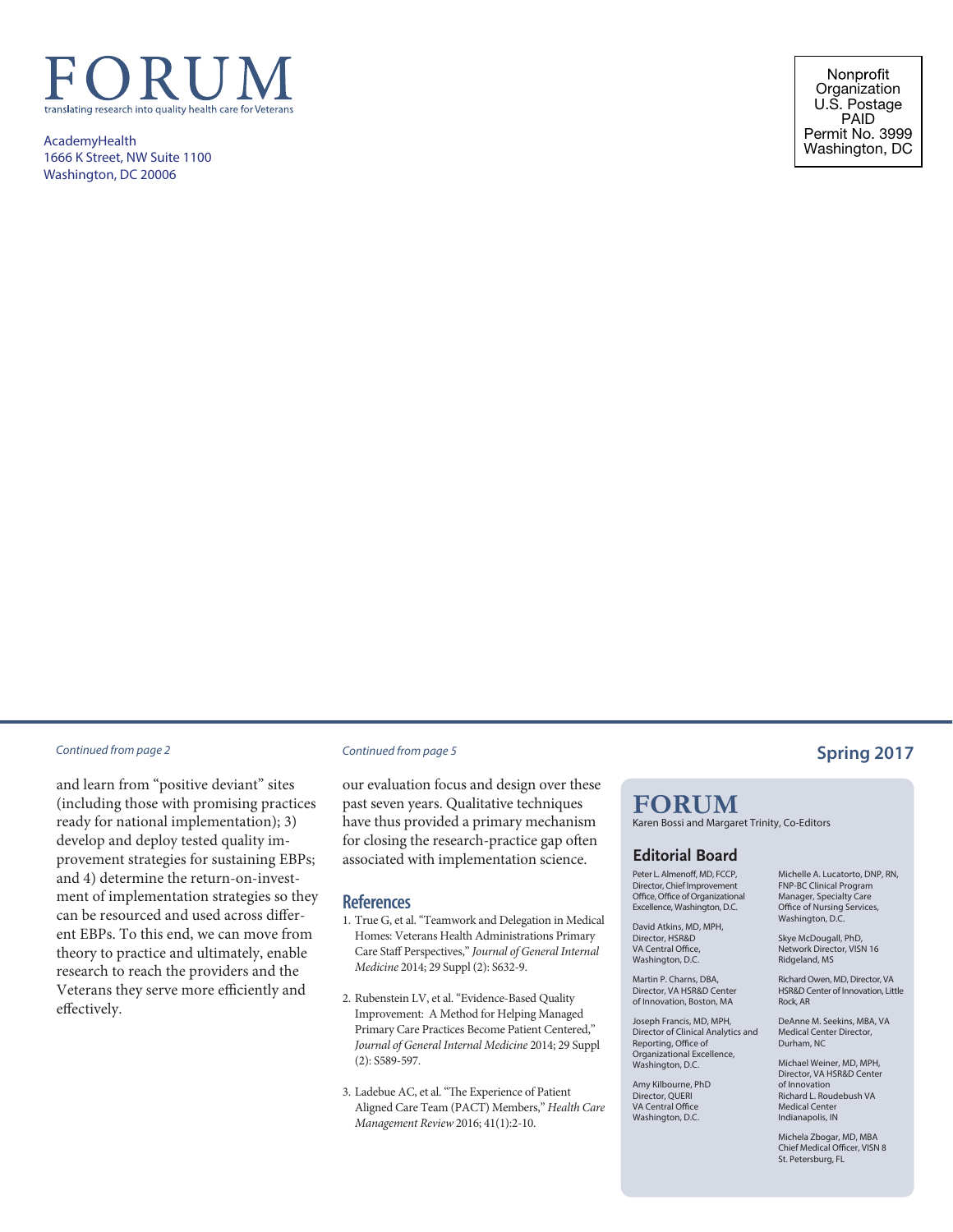# FORUM

translating research into quality health care for Veterans

AcademyHealth
1666 K Street, NW Suite 1100
Washington, DC 20006

Nonprofit Organization
U.S. Postage
PAID
Permit No. 3999
Washington, DC

*Continued from page 2*

and learn from "positive deviant" sites (including those with promising practices ready for national implementation); 3) develop and deploy tested quality improvement strategies for sustaining EBPs; and 4) determine the return-on-investment of implementation strategies so they can be resourced and used across different EBPs. To this end, we can move from theory to practice and ultimately, enable research to reach the providers and the Veterans they serve more efficiently and effectively.

*Continued from page 5*

our evaluation focus and design over these past seven years. Qualitative techniques have thus provided a primary mechanism for closing the research-practice gap often associated with implementation science.

## References

1. True G, et al. "Teamwork and Delegation in Medical Homes: Veterans Health Administrations Primary Care Staff Perspectives," *Journal of General Internal Medicine* 2014; 29 Suppl (2): S632-9.
2. Rubenstein LV, et al. "Evidence-Based Quality Improvement: A Method for Helping Managed Primary Care Practices Become Patient Centered," *Journal of General Internal Medicine* 2014; 29 Suppl (2): S589-597.
3. Ladebue AC, et al. "The Experience of Patient Aligned Care Team (PACT) Members," *Health Care Management Review* 2016; 41(1):2-10.

**Spring 2017**

## FORUM

Karen Bossi and Margaret Trinity, Co-Editors

### Editorial Board

Peter L. Almenoff, MD, FCCP, Director, Chief Improvement Office, Office of Organizational Excellence, Washington, D.C.

David Atkins, MD, MPH, Director, HSR&D VA Central Office, Washington, D.C.

Martin P. Charns, DBA, Director, VA HSR&D Center of Innovation, Boston, MA

Joseph Francis, MD, MPH, Director of Clinical Analytics and Reporting, Office of Organizational Excellence, Washington, D.C.

Amy Kilbourne, PhD Director, QUERI VA Central Office Washington, D.C.

Michelle A. Lucatorto, DNP, RN, FNP-BC Clinical Program Manager, Specialty Care Office of Nursing Services, Washington, D.C.

Skye McDougall, PhD, Network Director, VISN 16 Ridgeland, MS

Richard Owen, MD, Director, VA HSR&D Center of Innovation, Little Rock, AR

DeAnne M. Seekins, MBA, VA Medical Center Director, Durham, NC

Michael Weiner, MD, MPH, Director, VA HSR&D Center of Innovation Richard L. Roudebush VA Medical Center Indianapolis, IN

Michela Zbogar, MD, MBA Chief Medical Officer, VISN 8 St. Petersburg, FL